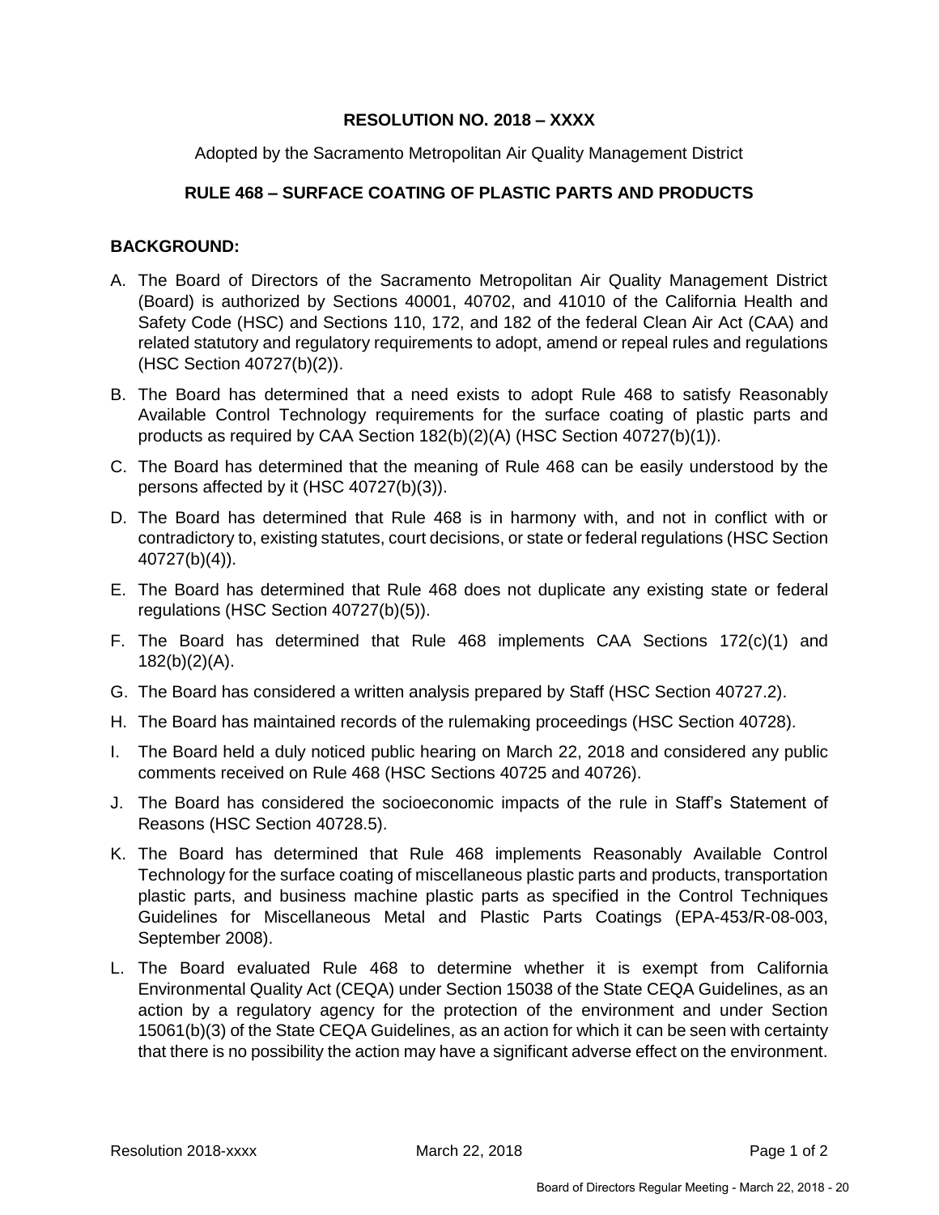**RESOLUTION NO. 2018 – XXXX**

Adopted by the Sacramento Metropolitan Air Quality Management District

**RULE 468 – SURFACE COATING OF PLASTIC PARTS AND PRODUCTS**

**BACKGROUND:**

A. The Board of Directors of the Sacramento Metropolitan Air Quality Management District (Board) is authorized by Sections 40001, 40702, and 41010 of the California Health and Safety Code (HSC) and Sections 110, 172, and 182 of the federal Clean Air Act (CAA) and related statutory and regulatory requirements to adopt, amend or repeal rules and regulations (HSC Section 40727(b)(2)).

B. The Board has determined that a need exists to adopt Rule 468 to satisfy Reasonably Available Control Technology requirements for the surface coating of plastic parts and products as required by CAA Section 182(b)(2)(A) (HSC Section 40727(b)(1)).

C. The Board has determined that the meaning of Rule 468 can be easily understood by the persons affected by it (HSC 40727(b)(3)).

D. The Board has determined that Rule 468 is in harmony with, and not in conflict with or contradictory to, existing statutes, court decisions, or state or federal regulations (HSC Section 40727(b)(4)).

E. The Board has determined that Rule 468 does not duplicate any existing state or federal regulations (HSC Section 40727(b)(5)).

F. The Board has determined that Rule 468 implements CAA Sections 172(c)(1) and 182(b)(2)(A).

G. The Board has considered a written analysis prepared by Staff (HSC Section 40727.2).

H. The Board has maintained records of the rulemaking proceedings (HSC Section 40728).

I. The Board held a duly noticed public hearing on March 22, 2018 and considered any public comments received on Rule 468 (HSC Sections 40725 and 40726).

J. The Board has considered the socioeconomic impacts of the rule in Staff's Statement of Reasons (HSC Section 40728.5).

K. The Board has determined that Rule 468 implements Reasonably Available Control Technology for the surface coating of miscellaneous plastic parts and products, transportation plastic parts, and business machine plastic parts as specified in the Control Techniques Guidelines for Miscellaneous Metal and Plastic Parts Coatings (EPA-453/R-08-003, September 2008).

L. The Board evaluated Rule 468 to determine whether it is exempt from California Environmental Quality Act (CEQA) under Section 15038 of the State CEQA Guidelines, as an action by a regulatory agency for the protection of the environment and under Section 15061(b)(3) of the State CEQA Guidelines, as an action for which it can be seen with certainty that there is no possibility the action may have a significant adverse effect on the environment.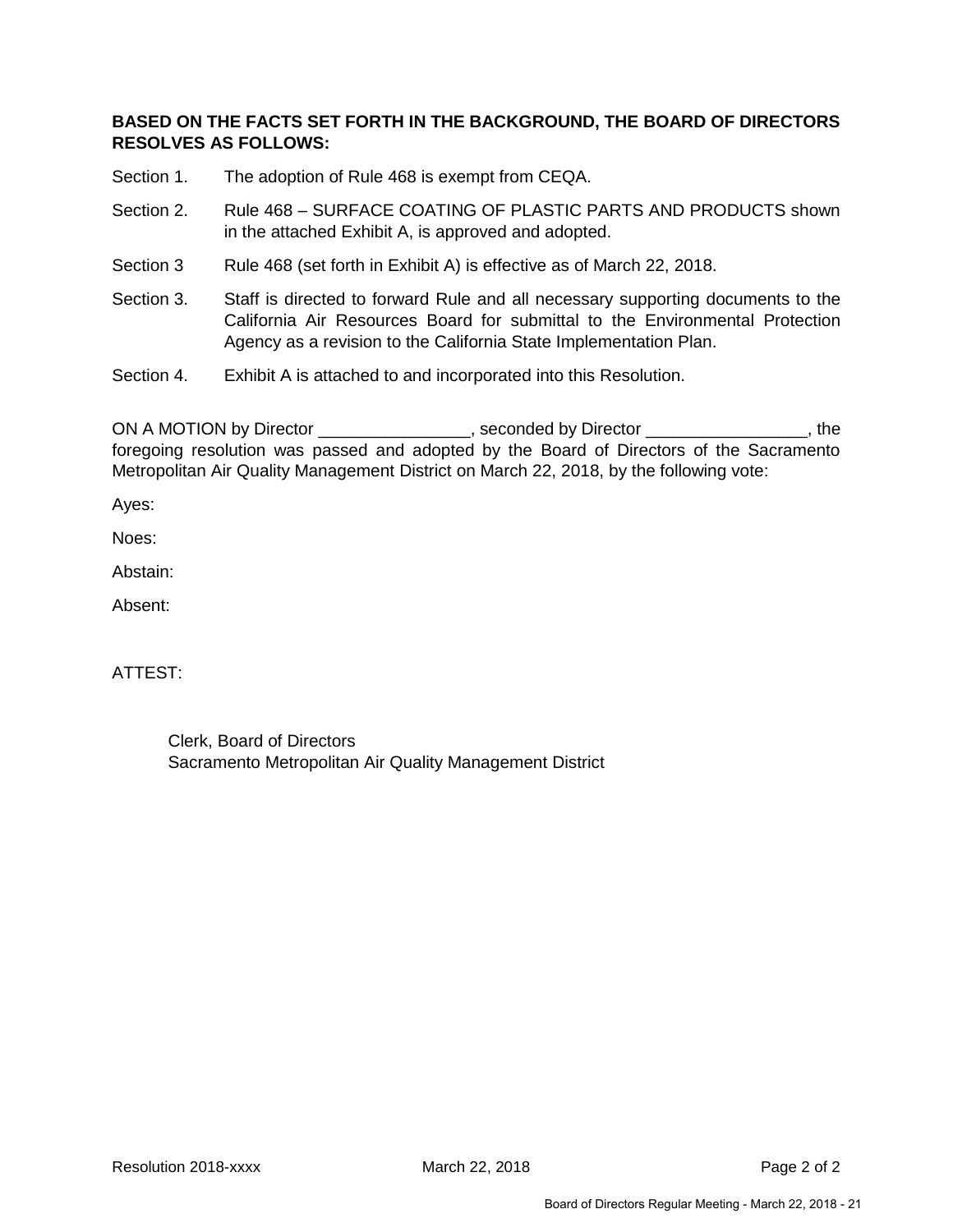**BASED ON THE FACTS SET FORTH IN THE BACKGROUND, THE BOARD OF DIRECTORS RESOLVES AS FOLLOWS:**

Section 1. The adoption of Rule 468 is exempt from CEQA.

Section 2. Rule 468 – SURFACE COATING OF PLASTIC PARTS AND PRODUCTS shown in the attached Exhibit A, is approved and adopted.

Section 3 Rule 468 (set forth in Exhibit A) is effective as of March 22, 2018.

Section 3. Staff is directed to forward Rule and all necessary supporting documents to the California Air Resources Board for submittal to the Environmental Protection Agency as a revision to the California State Implementation Plan.

Section 4. Exhibit A is attached to and incorporated into this Resolution.

ON A MOTION by Director ________________, seconded by Director _________________, the foregoing resolution was passed and adopted by the Board of Directors of the Sacramento Metropolitan Air Quality Management District on March 22, 2018, by the following vote:

Ayes:

Noes:

Abstain:

Absent:

ATTEST:

Clerk, Board of Directors
Sacramento Metropolitan Air Quality Management District

Resolution 2018-xxxx March 22, 2018